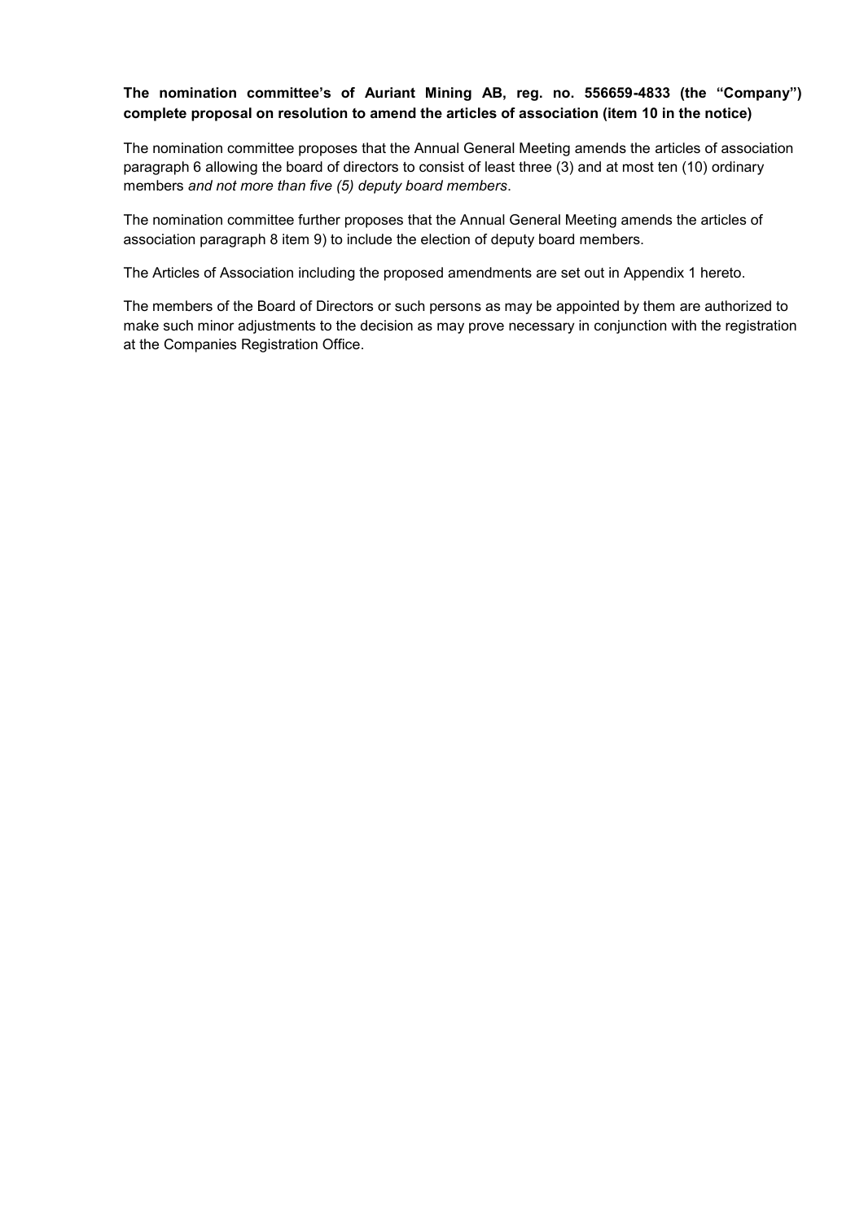**The nomination committee's of Auriant Mining AB, reg. no. 556659-4833 (the "Company") complete proposal on resolution to amend the articles of association (item 10 in the notice)**

The nomination committee proposes that the Annual General Meeting amends the articles of association paragraph 6 allowing the board of directors to consist of least three (3) and at most ten (10) ordinary members *and not more than five (5) deputy board members*.

The nomination committee further proposes that the Annual General Meeting amends the articles of association paragraph 8 item 9) to include the election of deputy board members.

The Articles of Association including the proposed amendments are set out in Appendix 1 hereto.

The members of the Board of Directors or such persons as may be appointed by them are authorized to make such minor adjustments to the decision as may prove necessary in conjunction with the registration at the Companies Registration Office.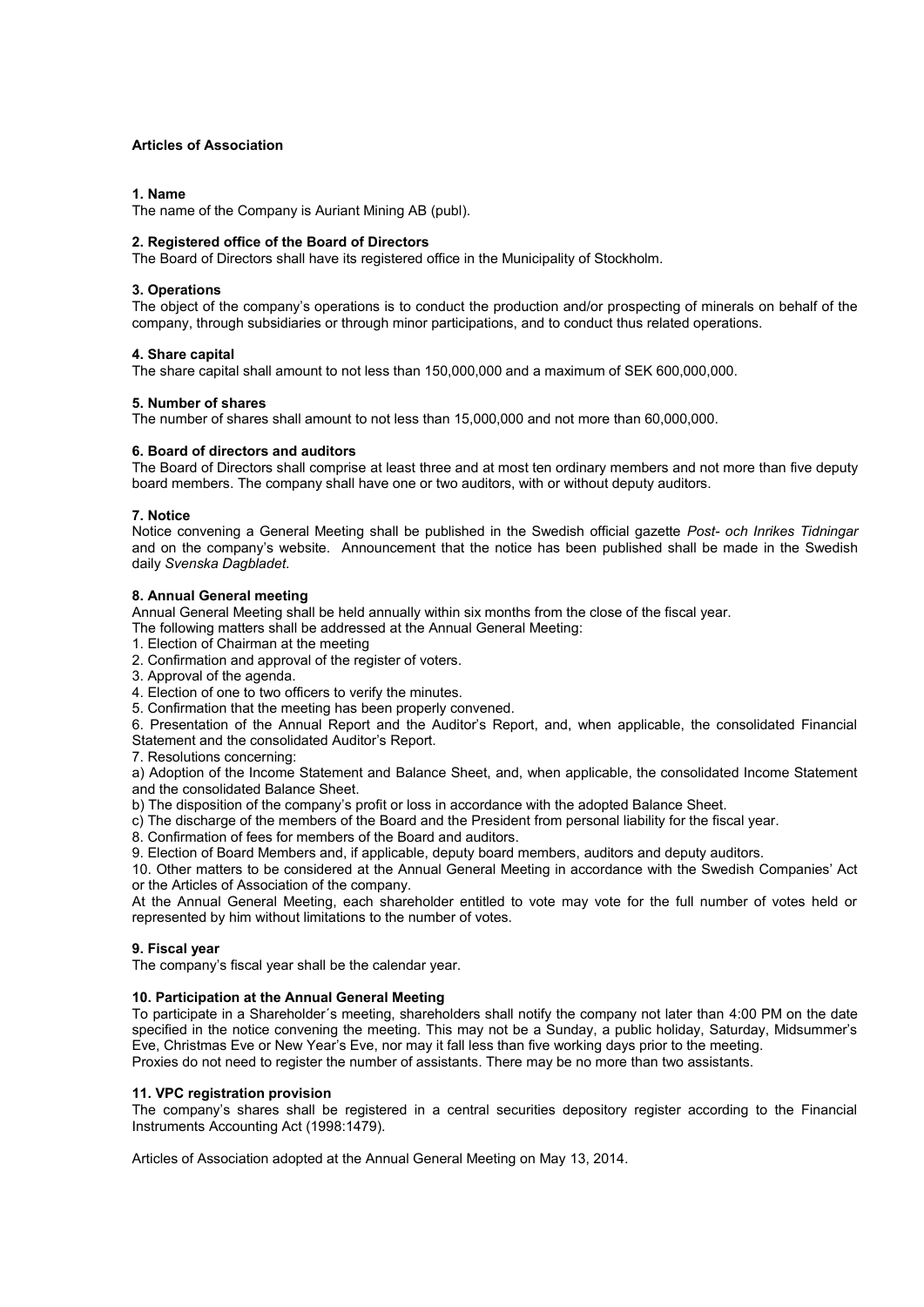**Articles of Association**

**1. Name**

The name of the Company is Auriant Mining AB (publ).

**2. Registered office of the Board of Directors**

The Board of Directors shall have its registered office in the Municipality of Stockholm.

**3. Operations**

The object of the company's operations is to conduct the production and/or prospecting of minerals on behalf of the company, through subsidiaries or through minor participations, and to conduct thus related operations.

**4. Share capital**

The share capital shall amount to not less than 150,000,000 and a maximum of SEK 600,000,000.

**5. Number of shares**

The number of shares shall amount to not less than 15,000,000 and not more than 60,000,000.

**6. Board of directors and auditors**

The Board of Directors shall comprise at least three and at most ten ordinary members and not more than five deputy board members. The company shall have one or two auditors, with or without deputy auditors.

**7. Notice**

Notice convening a General Meeting shall be published in the Swedish official gazette *Post- och Inrikes Tidningar* and on the company's website. Announcement that the notice has been published shall be made in the Swedish daily *Svenska Dagbladet.*

**8. Annual General meeting**

Annual General Meeting shall be held annually within six months from the close of the fiscal year.

The following matters shall be addressed at the Annual General Meeting:

1. Election of Chairman at the meeting
2. Confirmation and approval of the register of voters.
3. Approval of the agenda.
4. Election of one to two officers to verify the minutes.
5. Confirmation that the meeting has been properly convened.
6. Presentation of the Annual Report and the Auditor's Report, and, when applicable, the consolidated Financial Statement and the consolidated Auditor's Report.
7. Resolutions concerning:

a) Adoption of the Income Statement and Balance Sheet, and, when applicable, the consolidated Income Statement and the consolidated Balance Sheet.

b) The disposition of the company's profit or loss in accordance with the adopted Balance Sheet.

c) The discharge of the members of the Board and the President from personal liability for the fiscal year.

8. Confirmation of fees for members of the Board and auditors.
9. Election of Board Members and, if applicable, deputy board members, auditors and deputy auditors.
10. Other matters to be considered at the Annual General Meeting in accordance with the Swedish Companies' Act or the Articles of Association of the company.

At the Annual General Meeting, each shareholder entitled to vote may vote for the full number of votes held or represented by him without limitations to the number of votes.

**9. Fiscal year**

The company's fiscal year shall be the calendar year.

**10. Participation at the Annual General Meeting**

To participate in a Shareholder´s meeting, shareholders shall notify the company not later than 4:00 PM on the date specified in the notice convening the meeting. This may not be a Sunday, a public holiday, Saturday, Midsummer's Eve, Christmas Eve or New Year's Eve, nor may it fall less than five working days prior to the meeting.

Proxies do not need to register the number of assistants. There may be no more than two assistants.

**11. VPC registration provision**

The company's shares shall be registered in a central securities depository register according to the Financial Instruments Accounting Act (1998:1479).

Articles of Association adopted at the Annual General Meeting on May 13, 2014.